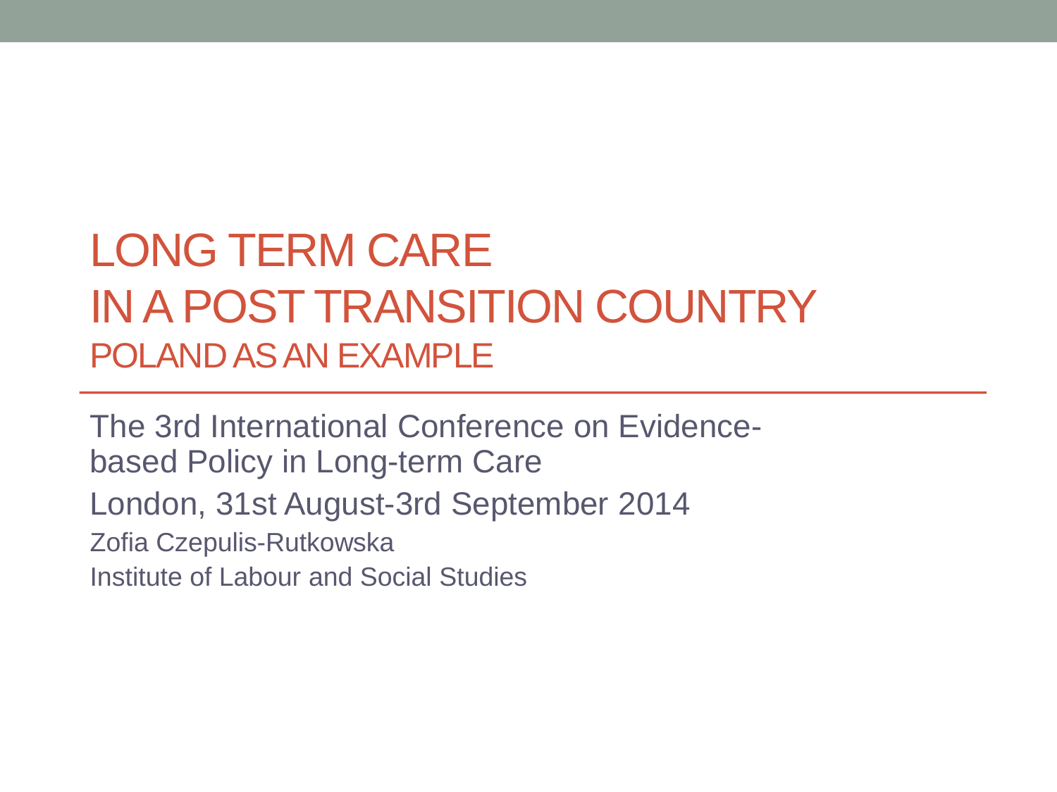# LONG TERM CARE IN A POST TRANSITION COUNTRY

## POLAND AS AN EXAMPLE

The 3rd International Conference on Evidence-based Policy in Long-term Care

London, 31st August-3rd September 2014

Zofia Czepulis-Rutkowska

Institute of Labour and Social Studies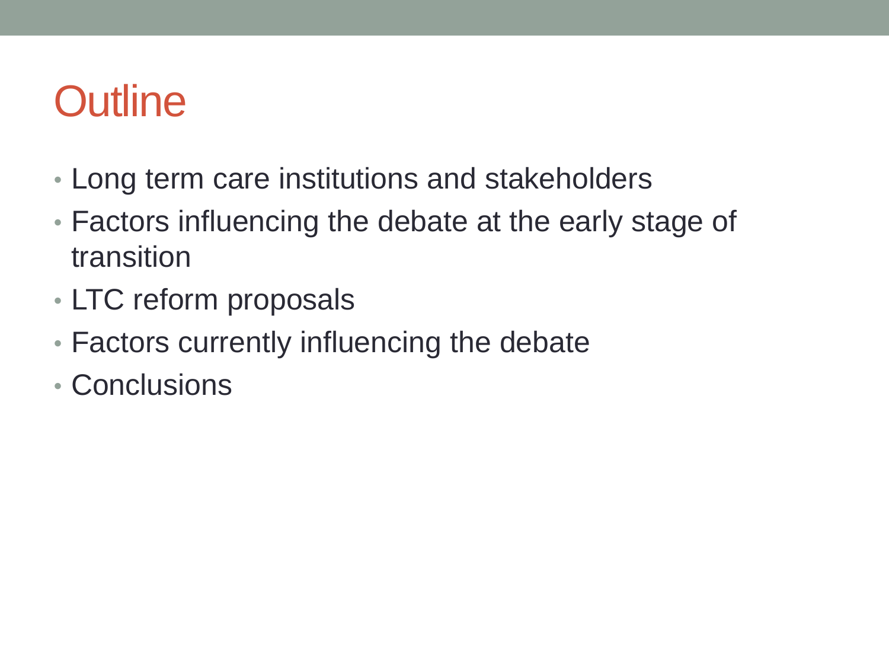# Outline

- Long term care institutions and stakeholders
- Factors influencing the debate at the early stage of transition
- LTC reform proposals
- Factors currently influencing the debate
- Conclusions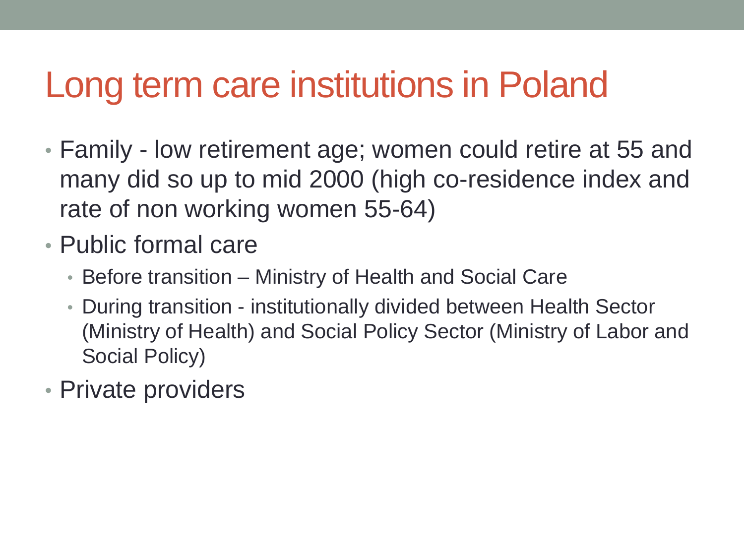# Long term care institutions in Poland

- Family - low retirement age; women could retire at 55 and many did so up to mid 2000 (high co-residence index and rate of non working women 55-64)
- Public formal care
  - Before transition – Ministry of Health and Social Care
  - During transition - institutionally divided between Health Sector (Ministry of Health) and Social Policy Sector (Ministry of Labor and Social Policy)
- Private providers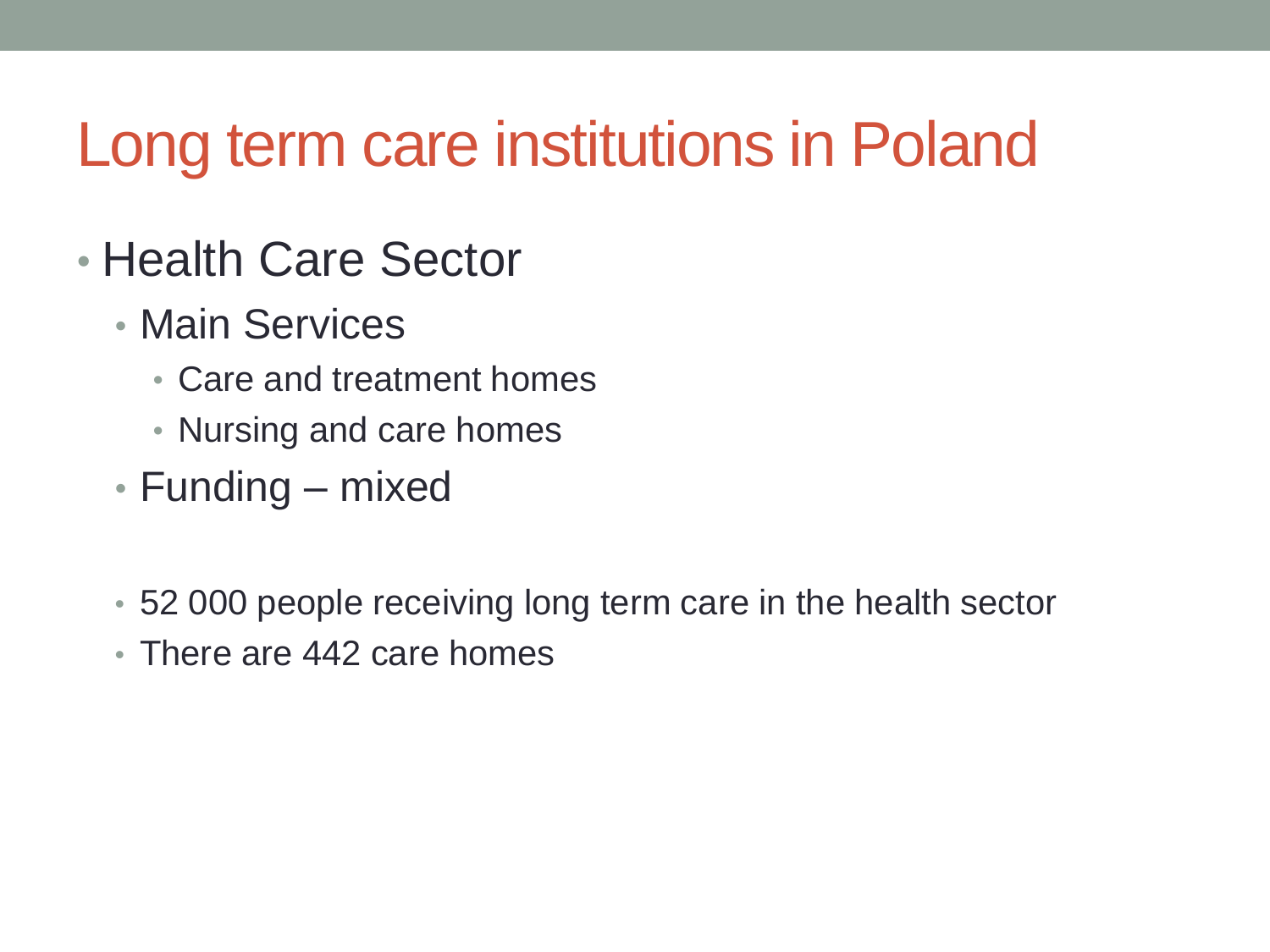# Long term care institutions in Poland

- Health Care Sector
  - Main Services
    - Care and treatment homes
    - Nursing and care homes
  - Funding – mixed

  - 52 000 people receiving long term care in the health sector
  - There are 442 care homes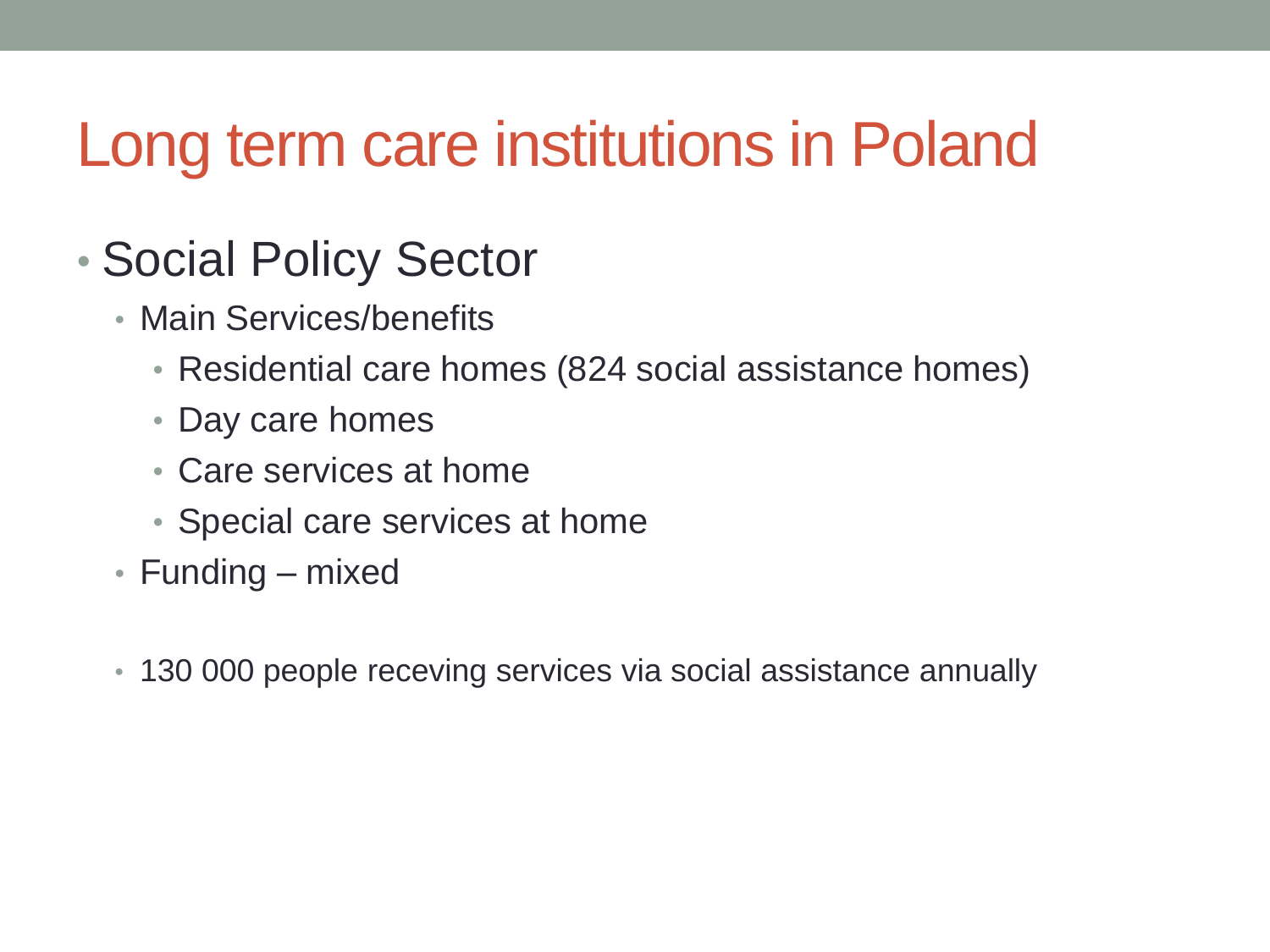# Long term care institutions in Poland

- Social Policy Sector
  - Main Services/benefits
    - Residential care homes (824 social assistance homes)
    - Day care homes
    - Care services at home
    - Special care services at home
  - Funding – mixed

  - 130 000 people receving services via social assistance annually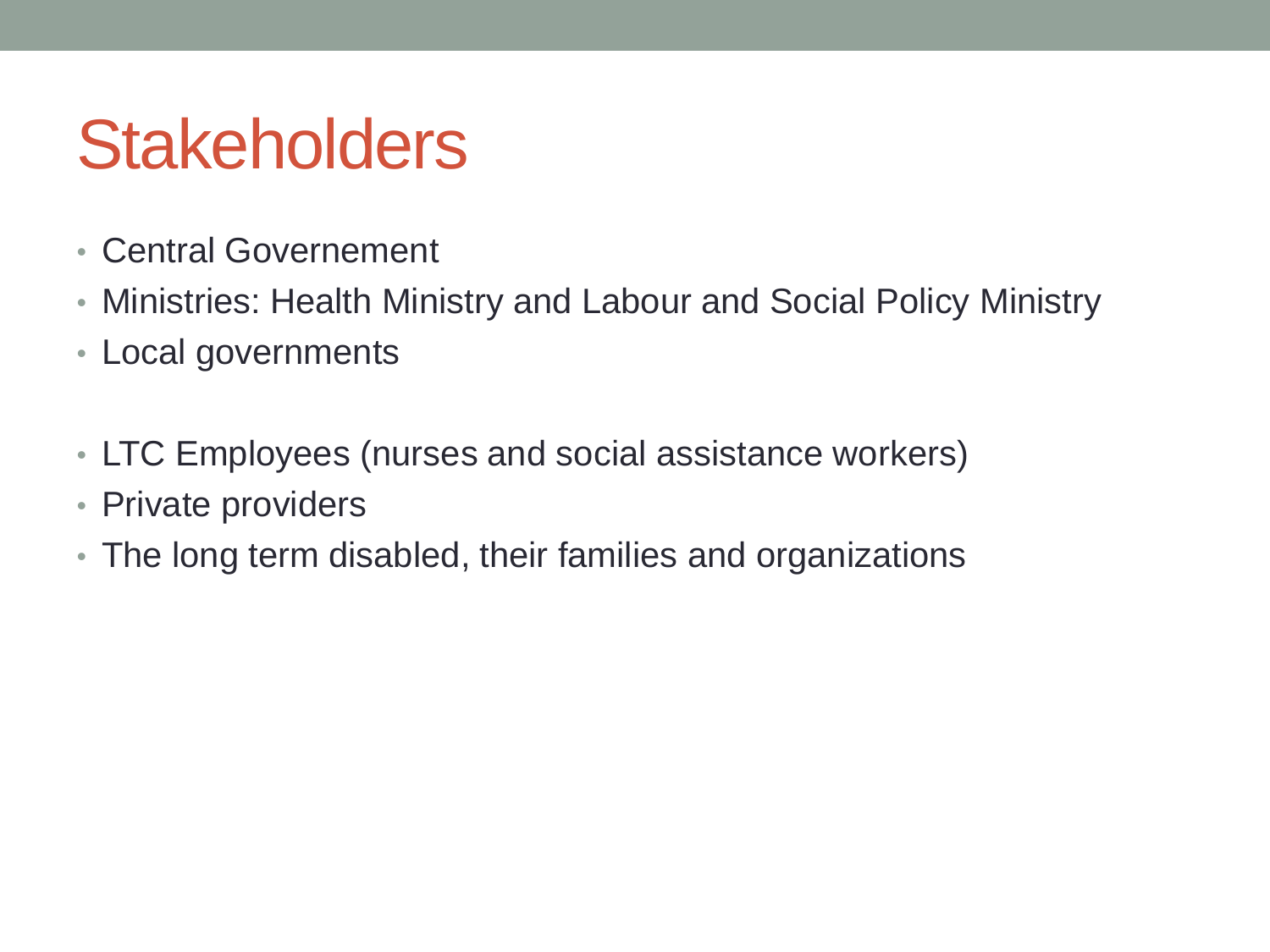# Stakeholders

- Central Governement
- Ministries: Health Ministry and Labour and Social Policy Ministry
- Local governments

- LTC Employees (nurses and social assistance workers)
- Private providers
- The long term disabled, their families and organizations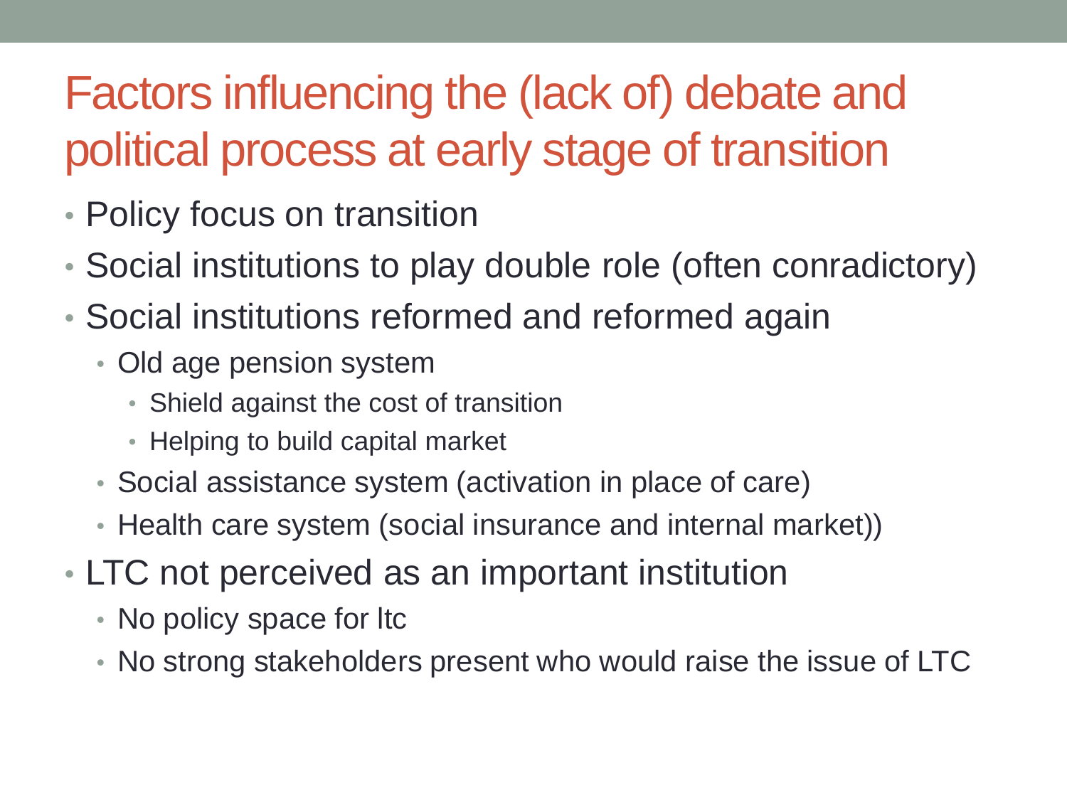# Factors influencing the (lack of) debate and political process at early stage of transition

- Policy focus on transition
- Social institutions to play double role (often conradictory)
- Social institutions reformed and reformed again
  - Old age pension system
    - Shield against the cost of transition
    - Helping to build capital market
  - Social assistance system (activation in place of care)
  - Health care system (social insurance and internal market))
- LTC not perceived as an important institution
  - No policy space for ltc
  - No strong stakeholders present who would raise the issue of LTC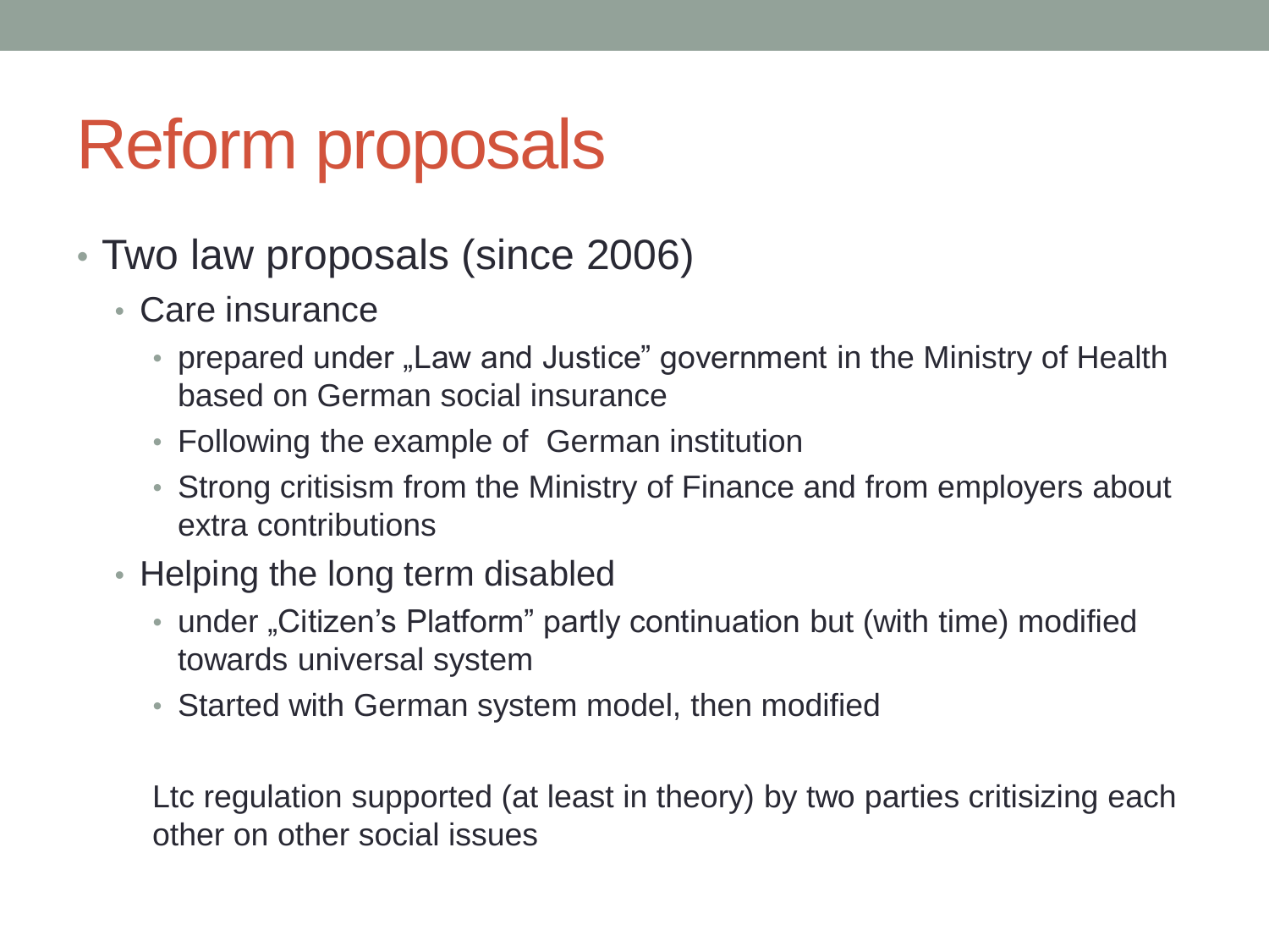# Reform proposals

- Two law proposals (since 2006)
  - Care insurance
    - prepared under „Law and Justice" government in the Ministry of Health based on German social insurance
    - Following the example of German institution
    - Strong critisism from the Ministry of Finance and from employers about extra contributions
  - Helping the long term disabled
    - under „Citizen's Platform" partly continuation but (with time) modified towards universal system
    - Started with German system model, then modified

Ltc regulation supported (at least in theory) by two parties critisizing each other on other social issues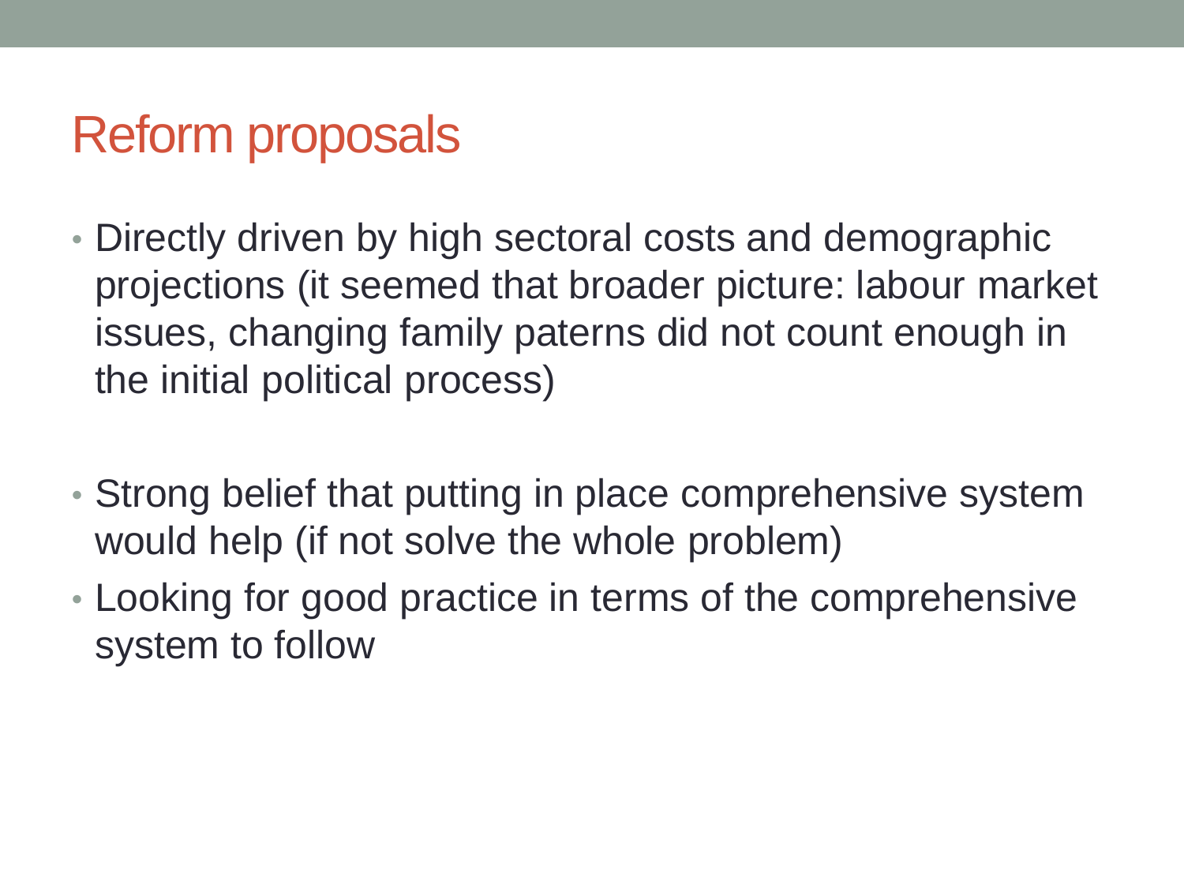# Reform proposals

- Directly driven by high sectoral costs and demographic projections (it seemed that broader picture: labour market issues, changing family paterns did not count enough in the initial political process)

- Strong belief that putting in place comprehensive system would help (if not solve the whole problem)
- Looking for good practice in terms of the comprehensive system to follow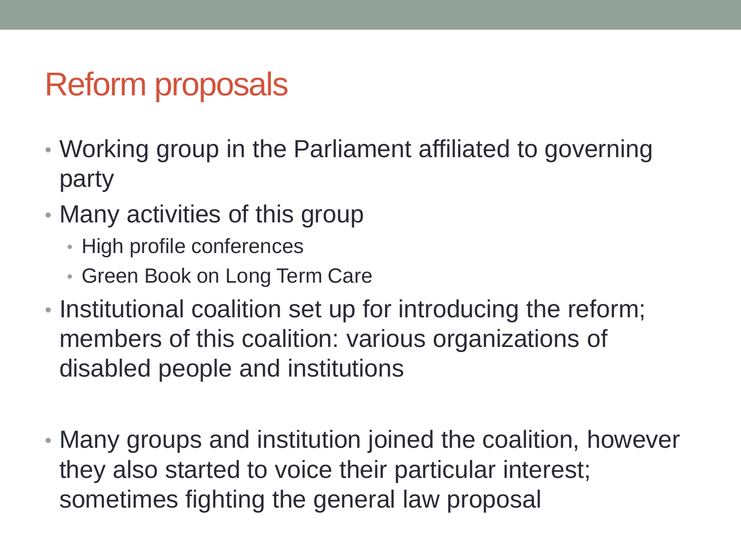# Reform proposals

- Working group in the Parliament affiliated to governing party
- Many activities of this group
  - High profile conferences
  - Green Book on Long Term Care
- Institutional coalition set up for introducing the reform; members of this coalition: various organizations of disabled people and institutions

- Many groups and institution joined the coalition, however they also started to voice their particular interest; sometimes fighting the general law proposal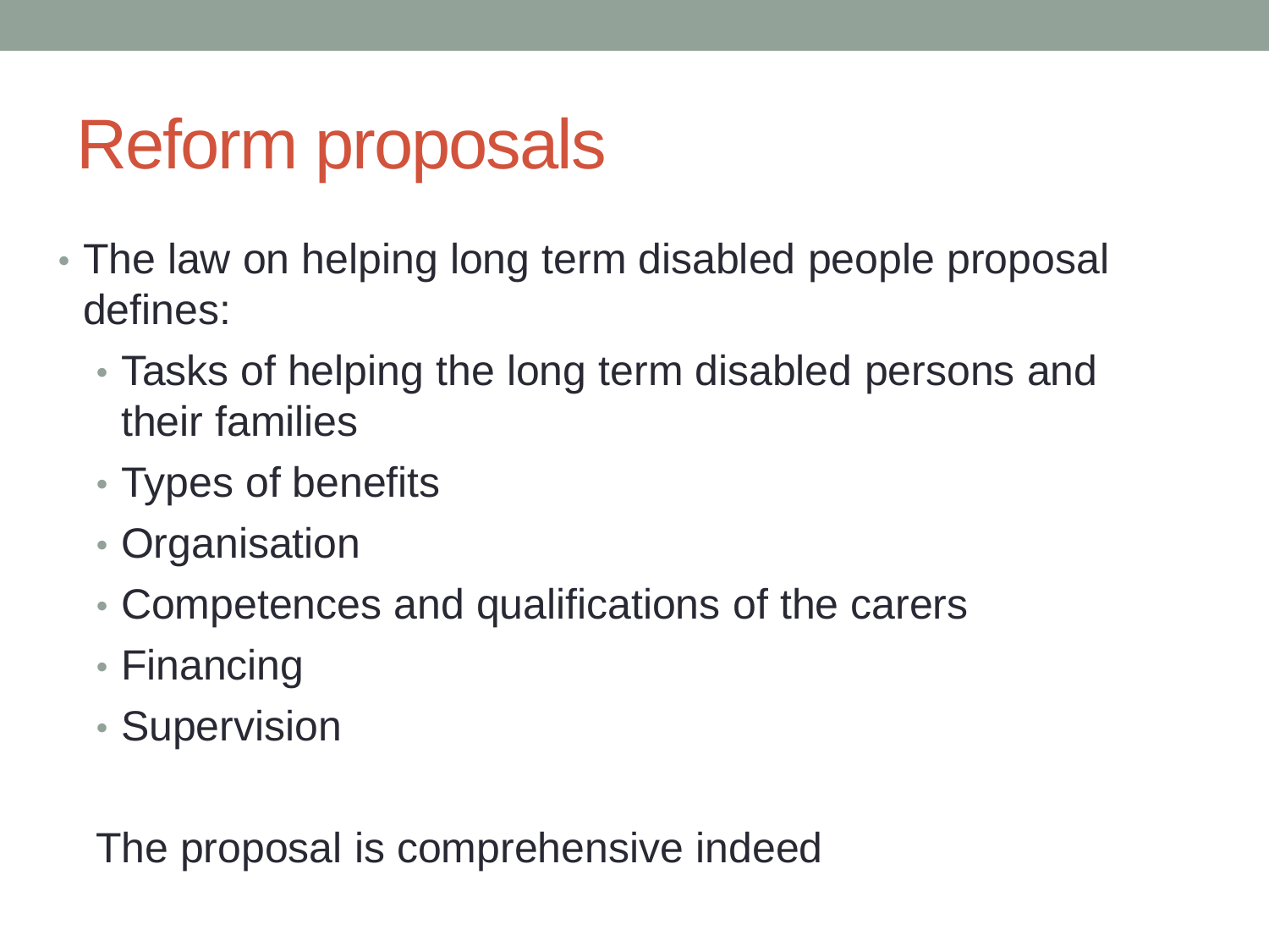# Reform proposals

- The law on helping long term disabled people proposal defines:
  - Tasks of helping the long term disabled persons and their families
  - Types of benefits
  - Organisation
  - Competences and qualifications of the carers
  - Financing
  - Supervision

The proposal is comprehensive indeed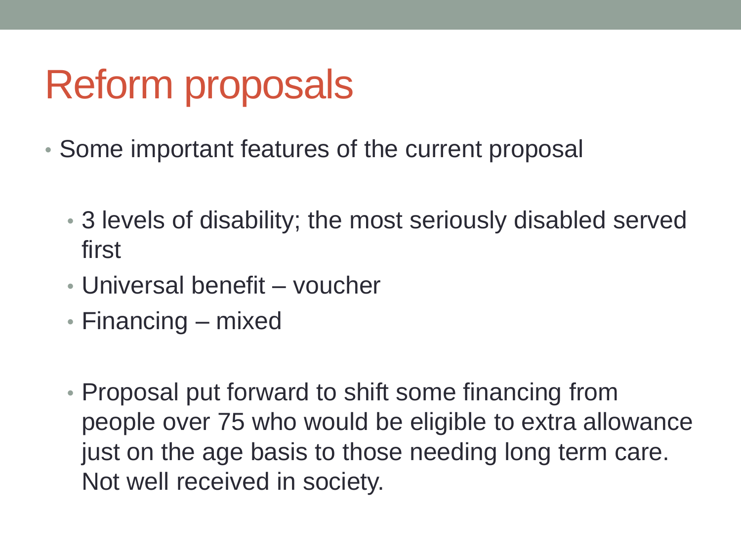# Reform proposals

- Some important features of the current proposal
  - 3 levels of disability; the most seriously disabled served first
  - Universal benefit – voucher
  - Financing – mixed

  - Proposal put forward to shift some financing from people over 75 who would be eligible to extra allowance just on the age basis to those needing long term care. Not well received in society.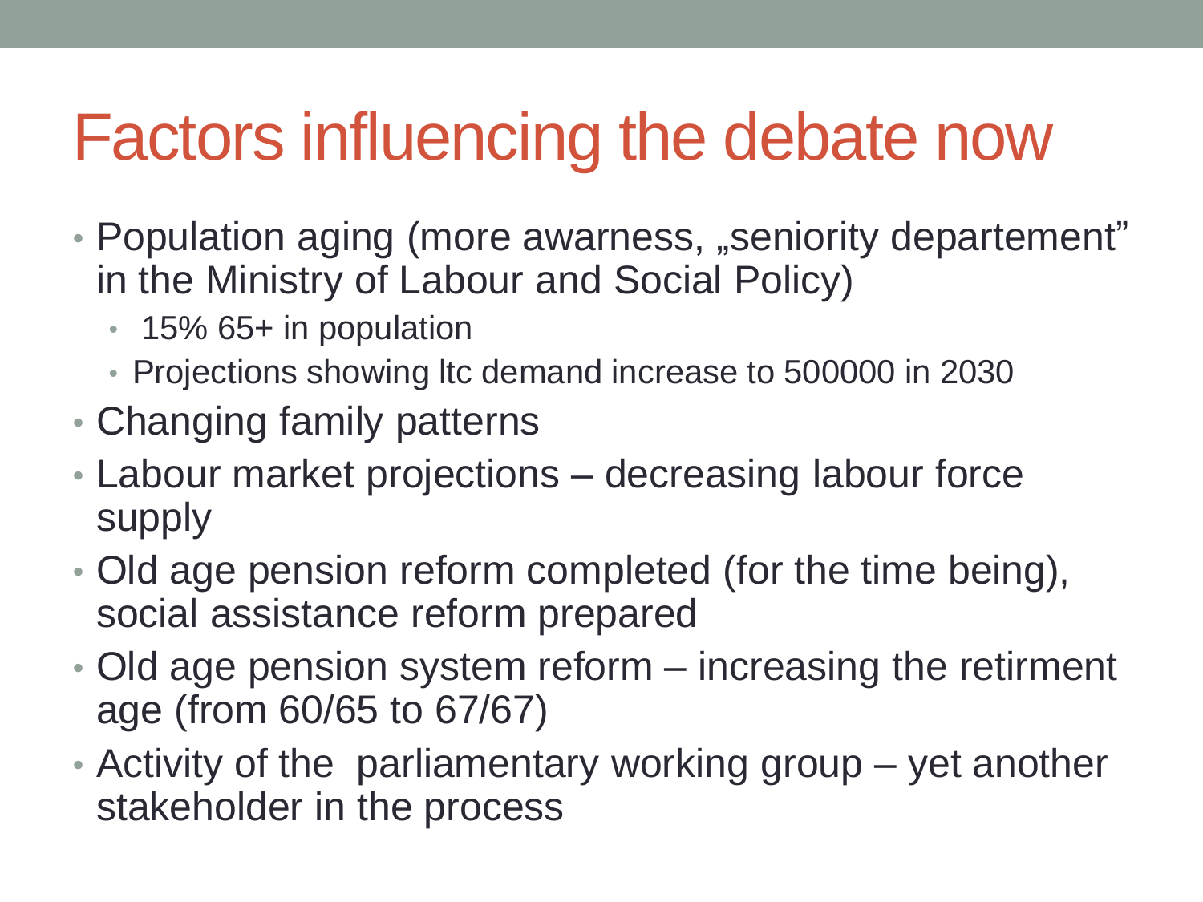# Factors influencing the debate now

- Population aging (more awarness, „seniority departement" in the Ministry of Labour and Social Policy)
  - 15% 65+ in population
  - Projections showing ltc demand increase to 500000 in 2030
- Changing family patterns
- Labour market projections – decreasing labour force supply
- Old age pension reform completed (for the time being), social assistance reform prepared
- Old age pension system reform – increasing the retirment age (from 60/65 to 67/67)
- Activity of the  parliamentary working group – yet another stakeholder in the process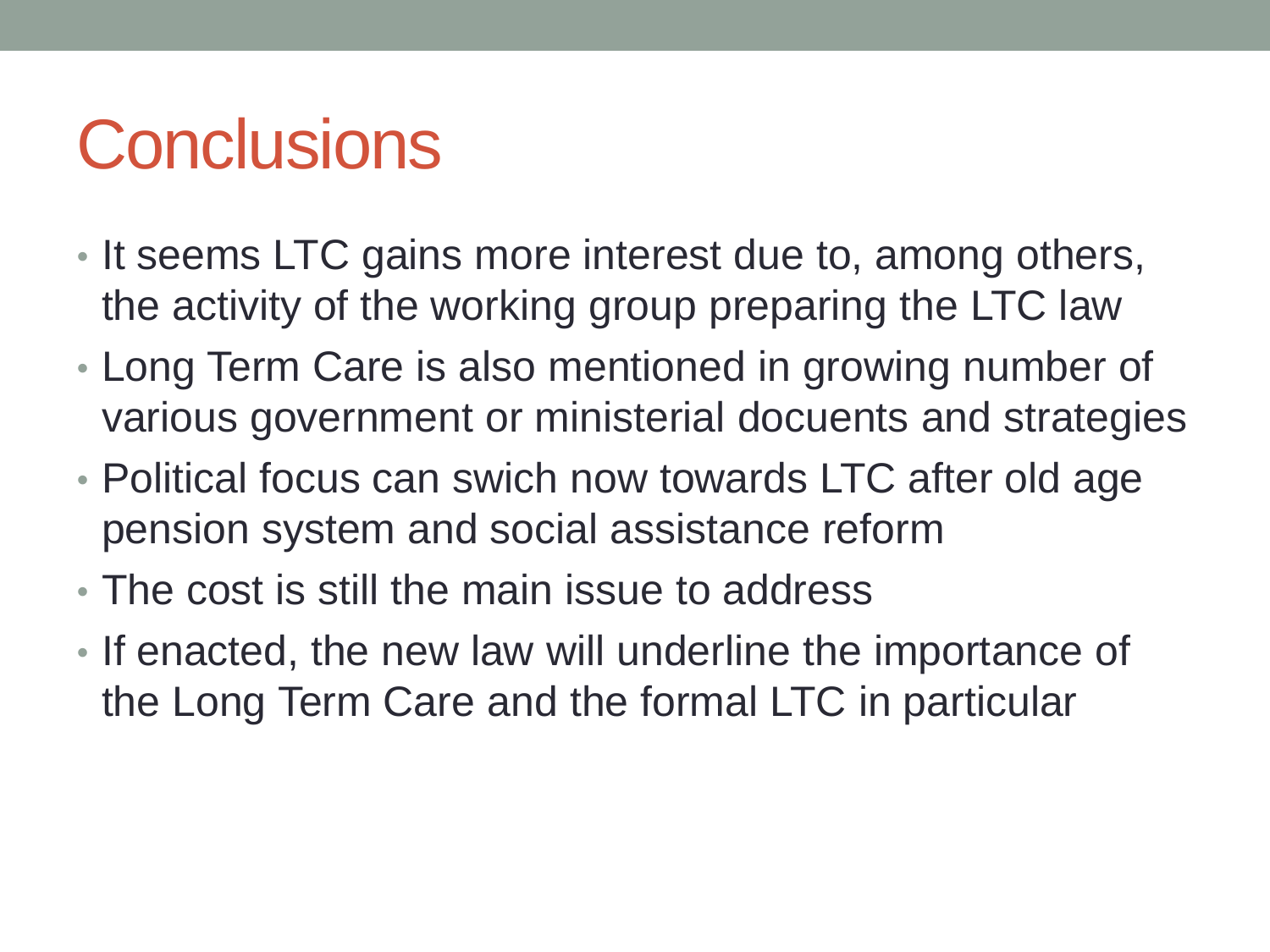# Conclusions

- It seems LTC gains more interest due to, among others, the activity of the working group preparing the LTC law
- Long Term Care is also mentioned in growing number of various government or ministerial docuents and strategies
- Political focus can swich now towards LTC after old age pension system and social assistance reform
- The cost is still the main issue to address
- If enacted, the new law will underline the importance of the Long Term Care and the formal LTC in particular